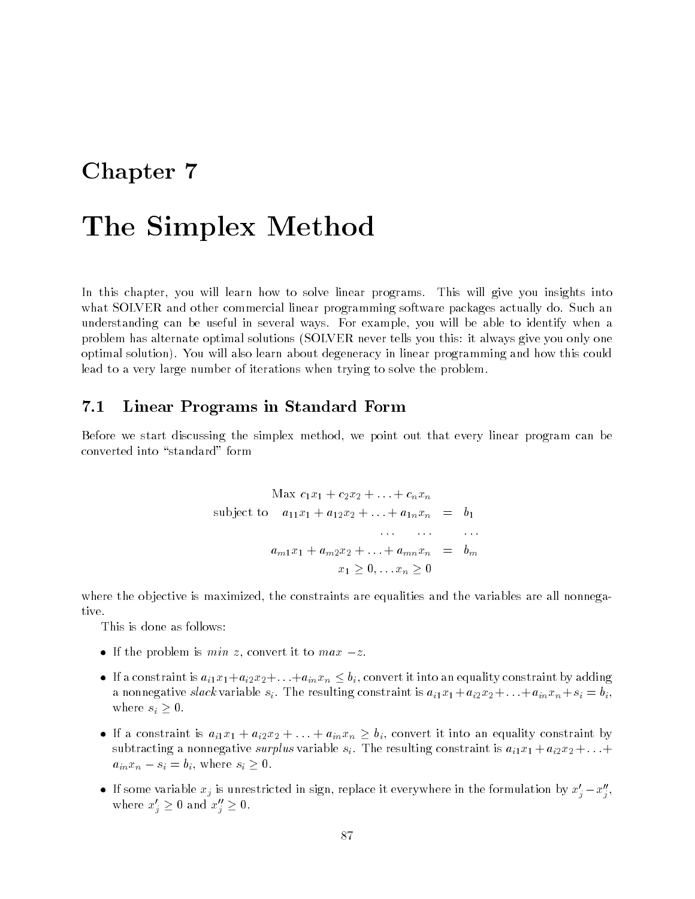# Chapter 7

# The Simplex Method

In this chapter, you will learn how to solve linear programs. This will give you insights into what SOLVER and other commercial linear programming software packages actually do. Such an understanding can be useful in several ways. For example, you will be able to identify when a problem has alternate optimal solutions (SOLVER never tells you this: it always give you only one optimal solution). You will also learn about degeneracy in linear programming and how this could lead to a very large number of iterations when trying to solve the problem.

## 7.1 Linear Programs in Standard Form

Before we start discussing the simplex method, we point out that every linear program can be converted into "standard" form

$$
\begin{array}{rrcl}
 & \text{Max } c_1x_1 + c_2x_2 + \ldots + c_nx_n & & \\
\text{subject to} & a_{11}x_1 + a_{12}x_2 + \ldots + a_{1n}x_n & = & b_1 \\
 & \ldots \quad \ldots & & \ldots \\
 & a_{m1}x_1 + a_{m2}x_2 + \ldots + a_{mn}x_n & = & b_m \\
 & x_1 \geq 0, \ldots x_n \geq 0 & &
\end{array}
$$

where the objective is maximized, the constraints are equalities and the variables are all nonnegative.

This is done as follows:

- If the problem is $min\ z$, convert it to $max\ -z$.
- If a constraint is $a_{i1}x_1 + a_{i2}x_2 + \ldots + a_{in}x_n \leq b_i$, convert it into an equality constraint by adding a nonnegative *slack* variable $s_i$. The resulting constraint is $a_{i1}x_1 + a_{i2}x_2 + \ldots + a_{in}x_n + s_i = b_i$, where $s_i \geq 0$.
- If a constraint is $a_{i1}x_1 + a_{i2}x_2 + \ldots + a_{in}x_n \geq b_i$, convert it into an equality constraint by subtracting a nonnegative *surplus* variable $s_i$. The resulting constraint is $a_{i1}x_1 + a_{i2}x_2 + \ldots + a_{in}x_n - s_i = b_i$, where $s_i \geq 0$.
- If some variable $x_j$ is unrestricted in sign, replace it everywhere in the formulation by $x'_j - x''_j$, where $x'_j \geq 0$ and $x''_j \geq 0$.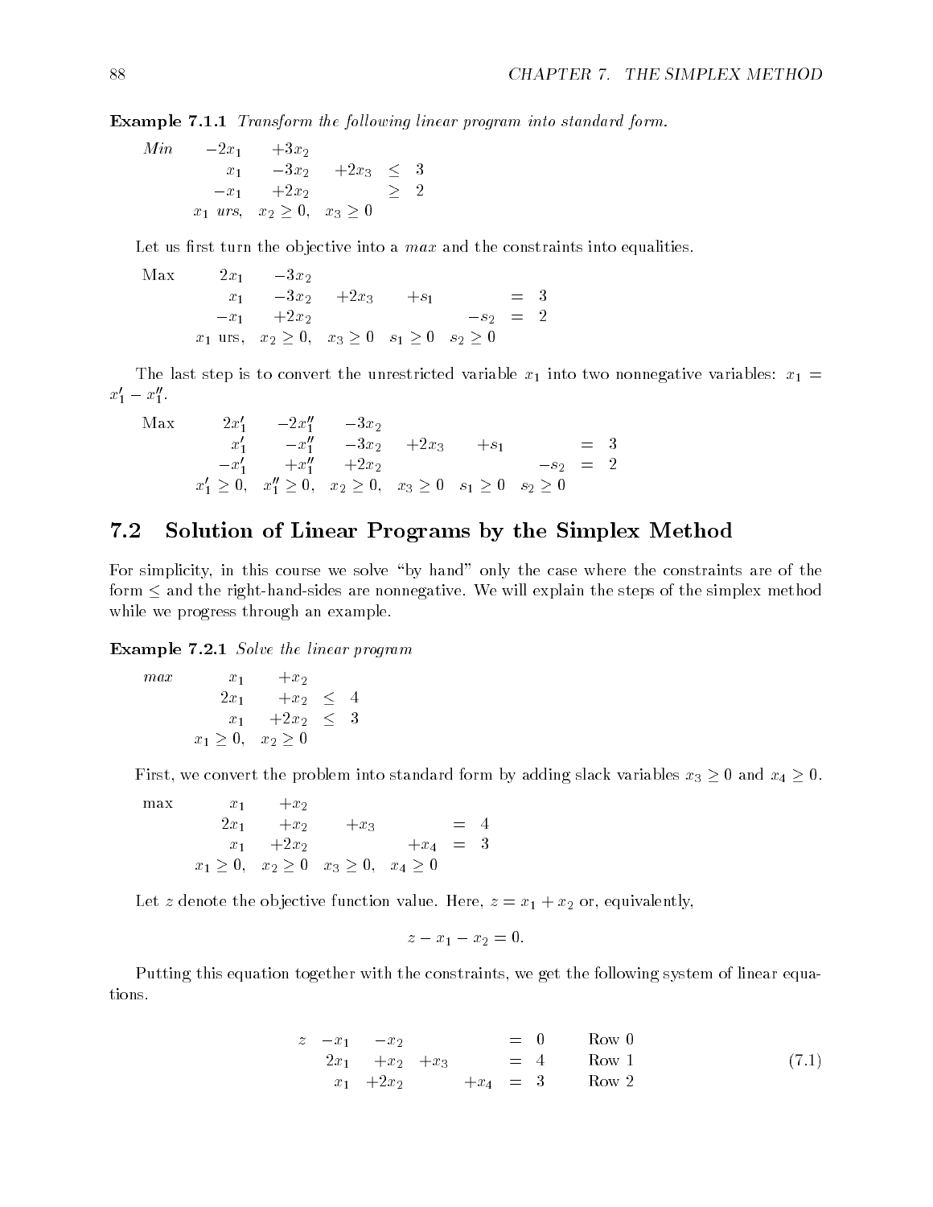**Example 7.1.1** *Transform the following linear program into standard form.*

$$
\begin{array}{llllll}
\textit{Min} & -2x_1 & +3x_2 & & & \\
& x_1 & -3x_2 & +2x_3 & \leq & 3 \\
& -x_1 & +2x_2 & & \geq & 2 \\
& x_1 \textit{ urs}, & x_2 \geq 0, & x_3 \geq 0 & &
\end{array}
$$

Let us first turn the objective into a *max* and the constraints into equalities.

$$
\begin{array}{llllllll}
\text{Max} & 2x_1 & -3x_2 & & & & & \\
& x_1 & -3x_2 & +2x_3 & +s_1 & & = & 3 \\
& -x_1 & +2x_2 & & & -s_2 & = & 2 \\
& x_1 \text{ urs}, & x_2 \geq 0, & x_3 \geq 0 & s_1 \geq 0 & s_2 \geq 0 & &
\end{array}
$$

The last step is to convert the unrestricted variable $x_1$ into two nonnegative variables: $x_1 = x_1' - x_1''$.

$$
\begin{array}{lllllllll}
\text{Max} & 2x_1' & -2x_1'' & -3x_2 & & & & & \\
& x_1' & -x_1'' & -3x_2 & +2x_3 & +s_1 & & = & 3 \\
& -x_1' & +x_1'' & +2x_2 & & & -s_2 & = & 2 \\
& x_1' \geq 0, & x_1'' \geq 0, & x_2 \geq 0, & x_3 \geq 0 & s_1 \geq 0 & s_2 \geq 0 & &
\end{array}
$$

## 7.2 Solution of Linear Programs by the Simplex Method

For simplicity, in this course we solve "by hand" only the case where the constraints are of the form $\leq$ and the right-hand-sides are nonnegative. We will explain the steps of the simplex method while we progress through an example.

**Example 7.2.1** *Solve the linear program*

$$
\begin{array}{lllll}
\textit{max} & x_1 & +x_2 & & \\
& 2x_1 & +x_2 & \leq & 4 \\
& x_1 & +2x_2 & \leq & 3 \\
& x_1 \geq 0, & x_2 \geq 0 & &
\end{array}
$$

First, we convert the problem into standard form by adding slack variables $x_3 \geq 0$ and $x_4 \geq 0$.

$$
\begin{array}{lllllll}
\text{max} & x_1 & +x_2 & & & & \\
& 2x_1 & +x_2 & +x_3 & & = & 4 \\
& x_1 & +2x_2 & & +x_4 & = & 3 \\
& x_1 \geq 0, & x_2 \geq 0 & x_3 \geq 0, & x_4 \geq 0 & &
\end{array}
$$

Let $z$ denote the objective function value. Here, $z = x_1 + x_2$ or, equivalently,

$$z - x_1 - x_2 = 0.$$

Putting this equation together with the constraints, we get the following system of linear equations.

$$
\begin{array}{lllllllll}
z & -x_1 & -x_2 & & & = & 0 & & \text{Row 0} \\
& 2x_1 & +x_2 & +x_3 & & = & 4 & & \text{Row 1} \\
& x_1 & +2x_2 & & +x_4 & = & 3 & & \text{Row 2}
\end{array}
\tag{7.1}
$$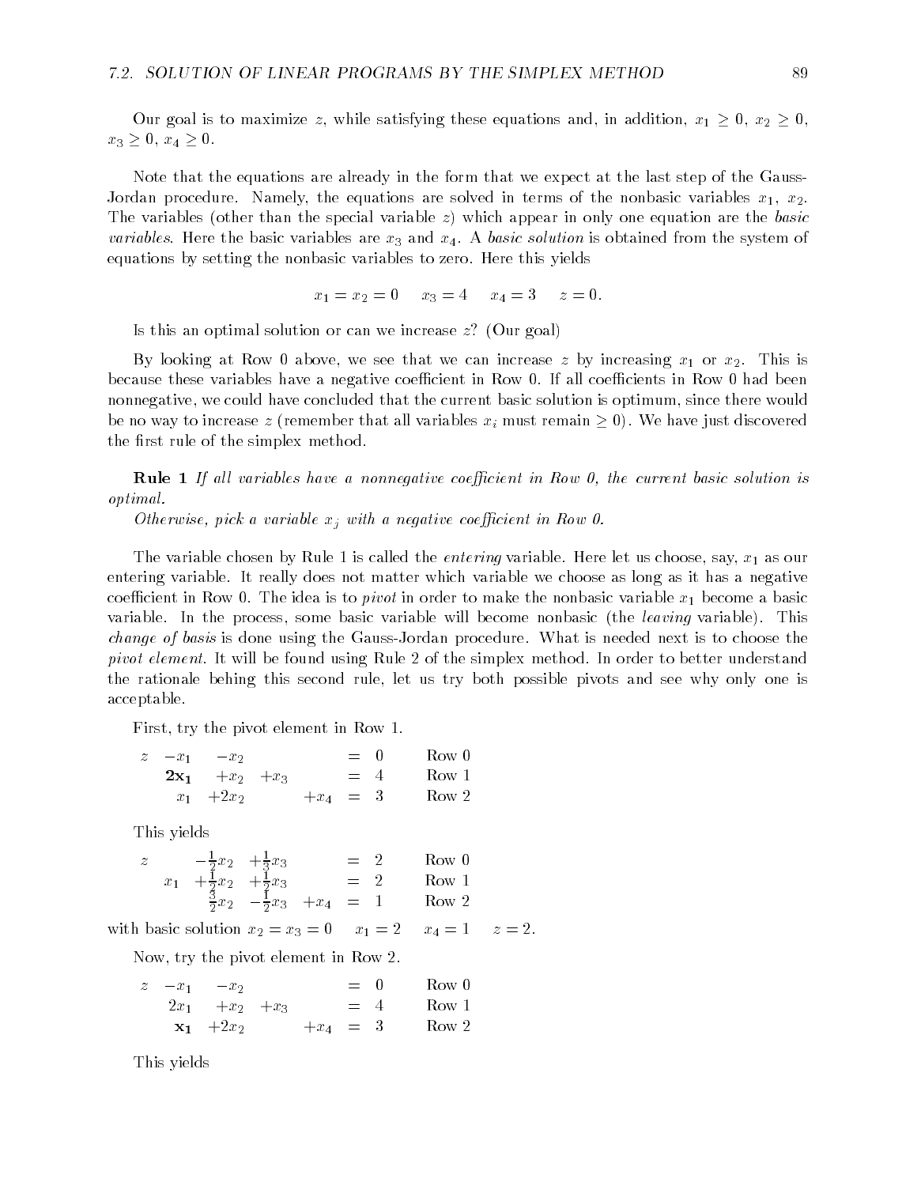Our goal is to maximize $z$, while satisfying these equations and, in addition, $x_1 \geq 0$, $x_2 \geq 0$, $x_3 \geq 0$, $x_4 \geq 0$.

Note that the equations are already in the form that we expect at the last step of the Gauss-Jordan procedure. Namely, the equations are solved in terms of the nonbasic variables $x_1$, $x_2$. The variables (other than the special variable $z$) which appear in only one equation are the *basic variables*. Here the basic variables are $x_3$ and $x_4$. A *basic solution* is obtained from the system of equations by setting the nonbasic variables to zero. Here this yields

$$x_1 = x_2 = 0 \quad x_3 = 4 \quad x_4 = 3 \quad z = 0.$$

Is this an optimal solution or can we increase $z$? (Our goal)

By looking at Row 0 above, we see that we can increase $z$ by increasing $x_1$ or $x_2$. This is because these variables have a negative coefficient in Row 0. If all coefficients in Row 0 had been nonnegative, we could have concluded that the current basic solution is optimum, since there would be no way to increase $z$ (remember that all variables $x_i$ must remain $\geq 0$). We have just discovered the first rule of the simplex method.

**Rule 1** *If all variables have a nonnegative coefficient in Row 0, the current basic solution is optimal.*

*Otherwise, pick a variable $x_j$ with a negative coefficient in Row 0.*

The variable chosen by Rule 1 is called the *entering* variable. Here let us choose, say, $x_1$ as our entering variable. It really does not matter which variable we choose as long as it has a negative coefficient in Row 0. The idea is to *pivot* in order to make the nonbasic variable $x_1$ become a basic variable. In the process, some basic variable will become nonbasic (the *leaving* variable). This *change of basis* is done using the Gauss-Jordan procedure. What is needed next is to choose the *pivot element*. It will be found using Rule 2 of the simplex method. In order to better understand the rationale behing this second rule, let us try both possible pivots and see why only one is acceptable.

First, try the pivot element in Row 1.

$$\begin{array}{rrrrrcll}
z & -x_1 & -x_2 & & & = & 0 & \text{Row 0} \\
 & \mathbf{2x_1} & +x_2 & +x_3 & & = & 4 & \text{Row 1} \\
 & x_1 & +2x_2 & & +x_4 & = & 3 & \text{Row 2}
\end{array}$$

This yields

$$\begin{array}{rrrrrcll}
z & & -\frac{1}{2}x_2 & +\frac{1}{2}x_3 & & = & 2 & \text{Row 0} \\
 & x_1 & +\frac{1}{2}x_2 & +\frac{1}{2}x_3 & & = & 2 & \text{Row 1} \\
 & & \frac{3}{2}x_2 & -\frac{1}{2}x_3 & +x_4 & = & 1 & \text{Row 2}
\end{array}$$

with basic solution $x_2 = x_3 = 0 \quad x_1 = 2 \quad x_4 = 1 \quad z = 2$.

Now, try the pivot element in Row 2.

$$\begin{array}{rrrrrcll}
z & -x_1 & -x_2 & & & = & 0 & \text{Row 0} \\
 & 2x_1 & +x_2 & +x_3 & & = & 4 & \text{Row 1} \\
 & \mathbf{x_1} & +2x_2 & & +x_4 & = & 3 & \text{Row 2}
\end{array}$$

This yields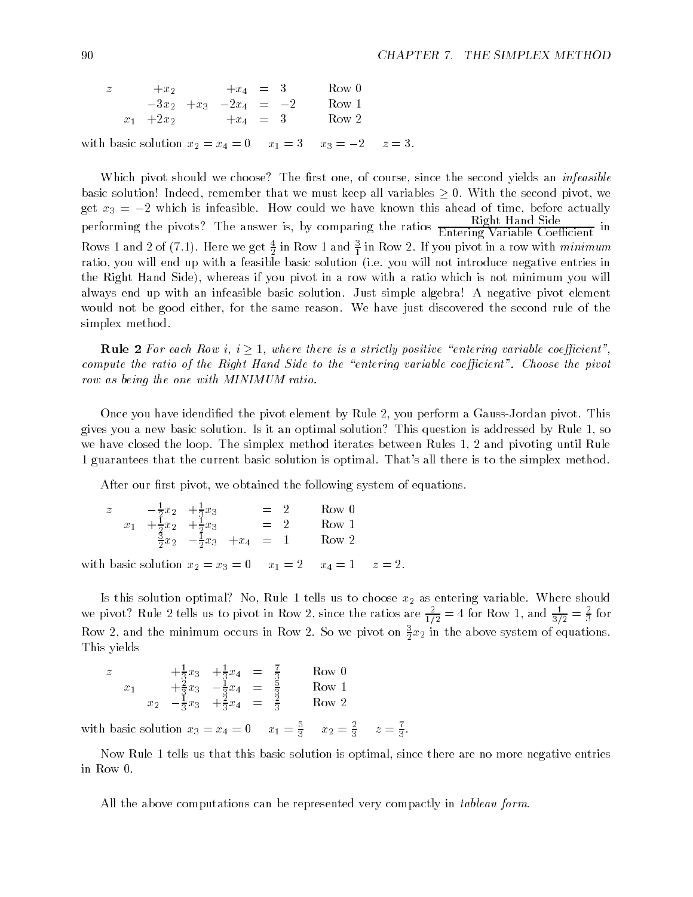$$
\begin{array}{lllllll}
z & & +x_2 & & +x_4 & = & 3 \qquad \text{Row 0} \\
& & -3x_2 & +x_3 & -2x_4 & = & -2 \qquad \text{Row 1} \\
& x_1 & +2x_2 & & +x_4 & = & 3 \qquad \text{Row 2}
\end{array}
$$

with basic solution $x_2 = x_4 = 0 \quad x_1 = 3 \quad x_3 = -2 \quad z = 3$.

Which pivot should we choose? The first one, of course, since the second yields an *infeasible* basic solution! Indeed, remember that we must keep all variables $\geq 0$. With the second pivot, we get $x_3 = -2$ which is infeasible. How could we have known this ahead of time, before actually performing the pivots? The answer is, by comparing the ratios $\frac{\text{Right Hand Side}}{\text{Entering Variable Coefficient}}$ in Rows 1 and 2 of (7.1). Here we get $\frac{4}{2}$ in Row 1 and $\frac{3}{1}$ in Row 2. If you pivot in a row with *minimum* ratio, you will end up with a feasible basic solution (i.e. you will not introduce negative entries in the Right Hand Side), whereas if you pivot in a row with a ratio which is not minimum you will always end up with an infeasible basic solution. Just simple algebra! A negative pivot element would not be good either, for the same reason. We have just discovered the second rule of the simplex method.

**Rule 2** *For each Row i, $i \geq 1$, where there is a strictly positive "entering variable coefficient", compute the ratio of the Right Hand Side to the "entering variable coefficient". Choose the pivot row as being the one with MINIMUM ratio.*

Once you have idendified the pivot element by Rule 2, you perform a Gauss-Jordan pivot. This gives you a new basic solution. Is it an optimal solution? This question is addressed by Rule 1, so we have closed the loop. The simplex method iterates between Rules 1, 2 and pivoting until Rule 1 guarantees that the current basic solution is optimal. That's all there is to the simplex method.

After our first pivot, we obtained the following system of equations.

$$
\begin{array}{lllllll}
z & & -\frac{1}{2}x_2 & +\frac{1}{2}x_3 & & = & 2 \qquad \text{Row 0} \\
& x_1 & +\frac{1}{2}x_2 & +\frac{1}{2}x_3 & & = & 2 \qquad \text{Row 1} \\
& & \frac{3}{2}x_2 & -\frac{1}{2}x_3 & +x_4 & = & 1 \qquad \text{Row 2}
\end{array}
$$

with basic solution $x_2 = x_3 = 0 \quad x_1 = 2 \quad x_4 = 1 \quad z = 2$.

Is this solution optimal? No, Rule 1 tells us to choose $x_2$ as entering variable. Where should we pivot? Rule 2 tells us to pivot in Row 2, since the ratios are $\frac{2}{1/2} = 4$ for Row 1, and $\frac{1}{3/2} = \frac{2}{3}$ for Row 2, and the minimum occurs in Row 2. So we pivot on $\frac{3}{2}x_2$ in the above system of equations. This yields

$$
\begin{array}{lllllll}
z & & & +\frac{1}{3}x_3 & +\frac{1}{3}x_4 & = & \frac{7}{3} \qquad \text{Row 0} \\
& x_1 & & +\frac{2}{3}x_3 & -\frac{1}{3}x_4 & = & \frac{5}{3} \qquad \text{Row 1} \\
& & x_2 & -\frac{1}{3}x_3 & +\frac{2}{3}x_4 & = & \frac{2}{3} \qquad \text{Row 2}
\end{array}
$$

with basic solution $x_3 = x_4 = 0 \quad x_1 = \frac{5}{3} \quad x_2 = \frac{2}{3} \quad z = \frac{7}{3}$.

Now Rule 1 tells us that this basic solution is optimal, since there are no more negative entries in Row 0.

All the above computations can be represented very compactly in *tableau form*.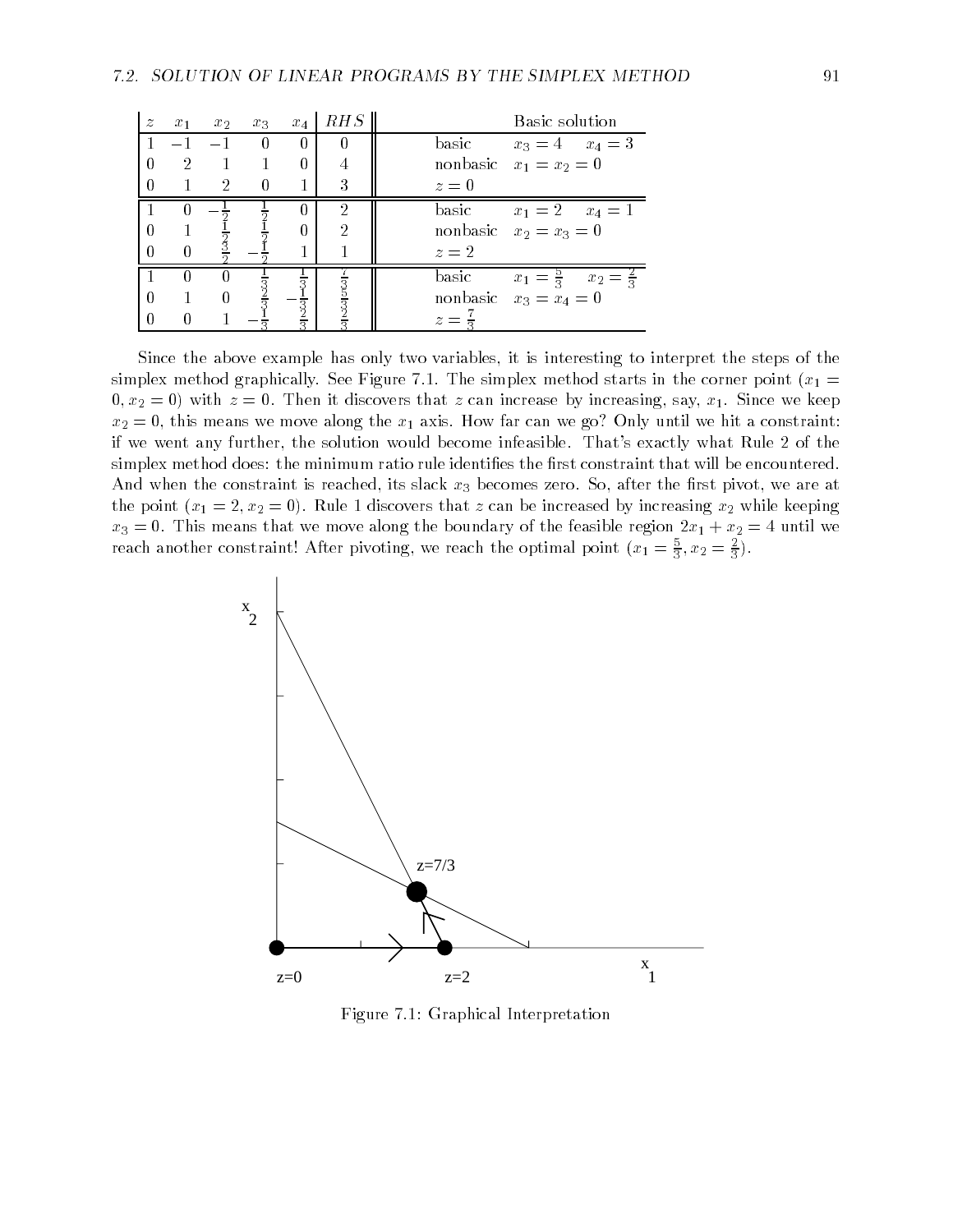| $z$ | $x_1$ | $x_2$ | $x_3$ | $x_4$ | $RHS$ | | Basic solution |
|---|---|---|---|---|---|---|---|
| 1 | $-1$ | $-1$ | 0 | 0 | 0 | basic | $x_3 = 4 \quad x_4 = 3$ |
| 0 | 2 | 1 | 1 | 0 | 4 | nonbasic | $x_1 = x_2 = 0$ |
| 0 | 1 | 2 | 0 | 1 | 3 | | $z = 0$ |
| 1 | 0 | $-\frac{1}{2}$ | $\frac{1}{2}$ | 0 | 2 | basic | $x_1 = 2 \quad x_4 = 1$ |
| 0 | 1 | $\frac{1}{2}$ | $\frac{1}{2}$ | 0 | 2 | nonbasic | $x_2 = x_3 = 0$ |
| 0 | 0 | $\frac{3}{2}$ | $-\frac{1}{2}$ | 1 | 1 | | $z = 2$ |
| 1 | 0 | 0 | $\frac{1}{3}$ | $\frac{1}{3}$ | $\frac{7}{3}$ | basic | $x_1 = \frac{5}{3} \quad x_2 = \frac{2}{3}$ |
| 0 | 1 | 0 | $\frac{2}{3}$ | $-\frac{1}{3}$ | $\frac{5}{3}$ | nonbasic | $x_3 = x_4 = 0$ |
| 0 | 0 | 1 | $-\frac{1}{3}$ | $\frac{2}{3}$ | $\frac{2}{3}$ | | $z = \frac{7}{3}$ |

Since the above example has only two variables, it is interesting to interpret the steps of the simplex method graphically. See Figure 7.1. The simplex method starts in the corner point ($x_1 = 0, x_2 = 0$) with $z = 0$. Then it discovers that $z$ can increase by increasing, say, $x_1$. Since we keep $x_2 = 0$, this means we move along the $x_1$ axis. How far can we go? Only until we hit a constraint: if we went any further, the solution would become infeasible. That's exactly what Rule 2 of the simplex method does: the minimum ratio rule identifies the first constraint that will be encountered. And when the constraint is reached, its slack $x_3$ becomes zero. So, after the first pivot, we are at the point ($x_1 = 2, x_2 = 0$). Rule 1 discovers that $z$ can be increased by increasing $x_2$ while keeping $x_3 = 0$. This means that we move along the boundary of the feasible region $2x_1 + x_2 = 4$ until we reach another constraint! After pivoting, we reach the optimal point ($x_1 = \frac{5}{3}, x_2 = \frac{2}{3}$).

Figure 7.1: Graphical Interpretation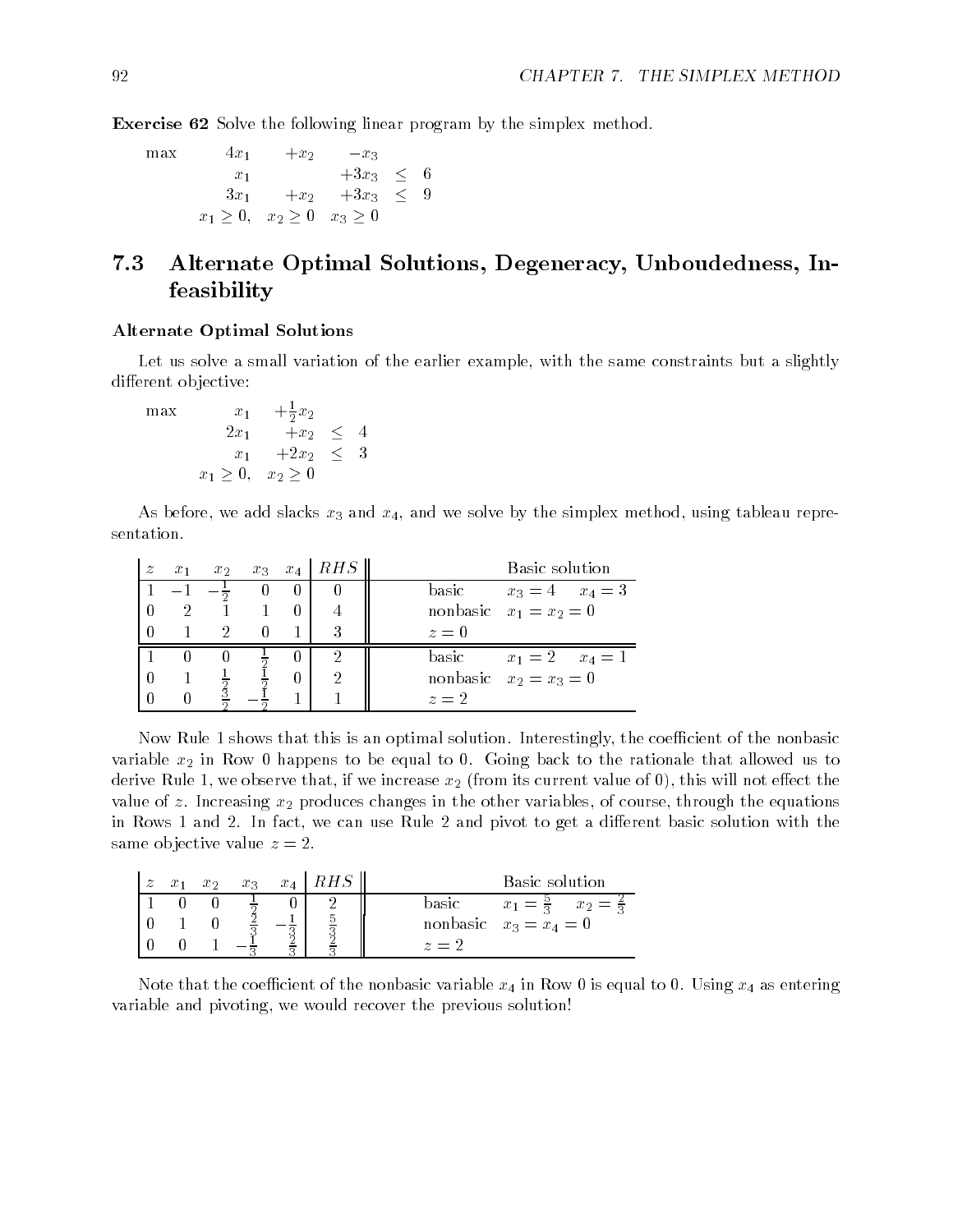**Exercise 62** Solve the following linear program by the simplex method.

$$
\begin{array}{lrrrrr}
\max & 4x_1 & +x_2 & -x_3 & & \\
& x_1 & & +3x_3 & \leq & 6 \\
& 3x_1 & +x_2 & +3x_3 & \leq & 9 \\
& x_1 \geq 0, & x_2 \geq 0 & x_3 \geq 0 & &
\end{array}
$$

## 7.3 Alternate Optimal Solutions, Degeneracy, Unboudedness, Infeasibility

### Alternate Optimal Solutions

Let us solve a small variation of the earlier example, with the same constraints but a slightly different objective:

$$
\begin{array}{lrrrr}
\max & x_1 & +\frac{1}{2}x_2 & & \\
& 2x_1 & +x_2 & \leq & 4 \\
& x_1 & +2x_2 & \leq & 3 \\
& x_1 \geq 0, & x_2 \geq 0 & &
\end{array}
$$

As before, we add slacks $x_3$ and $x_4$, and we solve by the simplex method, using tableau representation.

| $z$ | $x_1$ | $x_2$ | $x_3$ | $x_4$ | $RHS$ | | Basic solution |
|---|---|---|---|---|---|---|---|
| 1 | $-1$ | $-\frac{1}{2}$ | 0 | 0 | 0 | basic | $x_3 = 4$ $\quad x_4 = 3$ |
| 0 | 2 | 1 | 1 | 0 | 4 | nonbasic | $x_1 = x_2 = 0$ |
| 0 | 1 | 2 | 0 | 1 | 3 | $z = 0$ | |
| 1 | 0 | 0 | $\frac{1}{2}$ | 0 | 2 | basic | $x_1 = 2$ $\quad x_4 = 1$ |
| 0 | 1 | $\frac{1}{2}$ | $\frac{1}{2}$ | 0 | 2 | nonbasic | $x_2 = x_3 = 0$ |
| 0 | 0 | $\frac{3}{2}$ | $-\frac{1}{2}$ | 1 | 1 | $z = 2$ | |

Now Rule 1 shows that this is an optimal solution. Interestingly, the coefficient of the nonbasic variable $x_2$ in Row 0 happens to be equal to 0. Going back to the rationale that allowed us to derive Rule 1, we observe that, if we increase $x_2$ (from its current value of 0), this will not effect the value of $z$. Increasing $x_2$ produces changes in the other variables, of course, through the equations in Rows 1 and 2. In fact, we can use Rule 2 and pivot to get a different basic solution with the same objective value $z = 2$.

| $z$ | $x_1$ | $x_2$ | $x_3$ | $x_4$ | $RHS$ | | Basic solution |
|---|---|---|---|---|---|---|---|
| 1 | 0 | 0 | $\frac{1}{2}$ | 0 | 2 | basic | $x_1 = \frac{5}{3}$ $\quad x_2 = \frac{2}{3}$ |
| 0 | 1 | 0 | $\frac{2}{3}$ | $-\frac{1}{3}$ | $\frac{5}{3}$ | nonbasic | $x_3 = x_4 = 0$ |
| 0 | 0 | 1 | $-\frac{1}{3}$ | $\frac{2}{3}$ | $\frac{2}{3}$ | $z = 2$ | |

Note that the coefficient of the nonbasic variable $x_4$ in Row 0 is equal to 0. Using $x_4$ as entering variable and pivoting, we would recover the previous solution!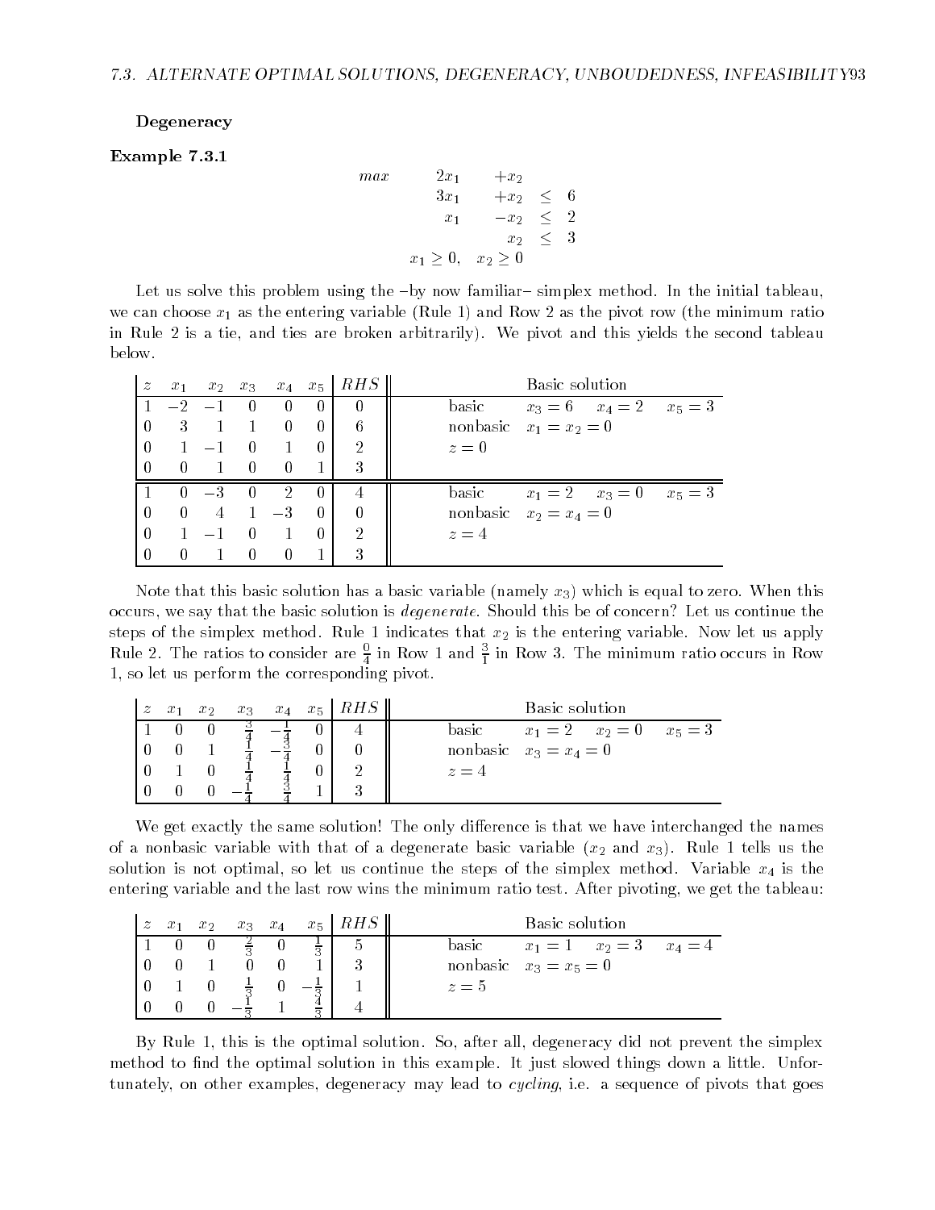**Degeneracy**

**Example 7.3.1**

$$
\begin{array}{rrrrr}
max & 2x_1 & +x_2 & & \\
 & 3x_1 & +x_2 & \leq & 6 \\
 & x_1 & -x_2 & \leq & 2 \\
 & & x_2 & \leq & 3 \\
 & x_1 \geq 0, & x_2 \geq 0 & &
\end{array}
$$

Let us solve this problem using the –by now familiar– simplex method. In the initial tableau, we can choose $x_1$ as the entering variable (Rule 1) and Row 2 as the pivot row (the minimum ratio in Rule 2 is a tie, and ties are broken arbitrarily). We pivot and this yields the second tableau below.

| $z$ | $x_1$ | $x_2$ | $x_3$ | $x_4$ | $x_5$ | $RHS$ | Basic solution |
|---|---|---|---|---|---|---|---|
| 1 | $-2$ | $-1$ | 0 | 0 | 0 | 0 | basic $x_3 = 6$ $x_4 = 2$ $x_5 = 3$ |
| 0 | 3 | 1 | 1 | 0 | 0 | 6 | nonbasic $x_1 = x_2 = 0$ |
| 0 | 1 | $-1$ | 0 | 1 | 0 | 2 | $z = 0$ |
| 0 | 0 | 1 | 0 | 0 | 1 | 3 | |
| 1 | 0 | $-3$ | 0 | 2 | 0 | 4 | basic $x_1 = 2$ $x_3 = 0$ $x_5 = 3$ |
| 0 | 0 | 4 | 1 | $-3$ | 0 | 0 | nonbasic $x_2 = x_4 = 0$ |
| 0 | 1 | $-1$ | 0 | 1 | 0 | 2 | $z = 4$ |
| 0 | 0 | 1 | 0 | 0 | 1 | 3 | |

Note that this basic solution has a basic variable (namely $x_3$) which is equal to zero. When this occurs, we say that the basic solution is *degenerate*. Should this be of concern? Let us continue the steps of the simplex method. Rule 1 indicates that $x_2$ is the entering variable. Now let us apply Rule 2. The ratios to consider are $\frac{0}{4}$ in Row 1 and $\frac{3}{1}$ in Row 3. The minimum ratio occurs in Row 1, so let us perform the corresponding pivot.

| $z$ | $x_1$ | $x_2$ | $x_3$ | $x_4$ | $x_5$ | $RHS$ | Basic solution |
|---|---|---|---|---|---|---|---|
| 1 | 0 | 0 | $\frac{3}{4}$ | $-\frac{1}{4}$ | 0 | 4 | basic $x_1 = 2$ $x_2 = 0$ $x_5 = 3$ |
| 0 | 0 | 1 | $\frac{1}{4}$ | $-\frac{3}{4}$ | 0 | 0 | nonbasic $x_3 = x_4 = 0$ |
| 0 | 1 | 0 | $\frac{1}{4}$ | $\frac{1}{4}$ | 0 | 2 | $z = 4$ |
| 0 | 0 | 0 | $-\frac{1}{4}$ | $\frac{3}{4}$ | 1 | 3 | |

We get exactly the same solution! The only difference is that we have interchanged the names of a nonbasic variable with that of a degenerate basic variable ($x_2$ and $x_3$). Rule 1 tells us the solution is not optimal, so let us continue the steps of the simplex method. Variable $x_4$ is the entering variable and the last row wins the minimum ratio test. After pivoting, we get the tableau:

| $z$ | $x_1$ | $x_2$ | $x_3$ | $x_4$ | $x_5$ | $RHS$ | Basic solution |
|---|---|---|---|---|---|---|---|
| 1 | 0 | 0 | $\frac{2}{3}$ | 0 | $\frac{1}{3}$ | 5 | basic $x_1 = 1$ $x_2 = 3$ $x_4 = 4$ |
| 0 | 0 | 1 | 0 | 0 | 1 | 3 | nonbasic $x_3 = x_5 = 0$ |
| 0 | 1 | 0 | $\frac{1}{3}$ | 0 | $-\frac{1}{3}$ | 1 | $z = 5$ |
| 0 | 0 | 0 | $-\frac{1}{3}$ | 1 | $\frac{4}{3}$ | 4 | |

By Rule 1, this is the optimal solution. So, after all, degeneracy did not prevent the simplex method to find the optimal solution in this example. It just slowed things down a little. Unfortunately, on other examples, degeneracy may lead to *cycling*, i.e. a sequence of pivots that goes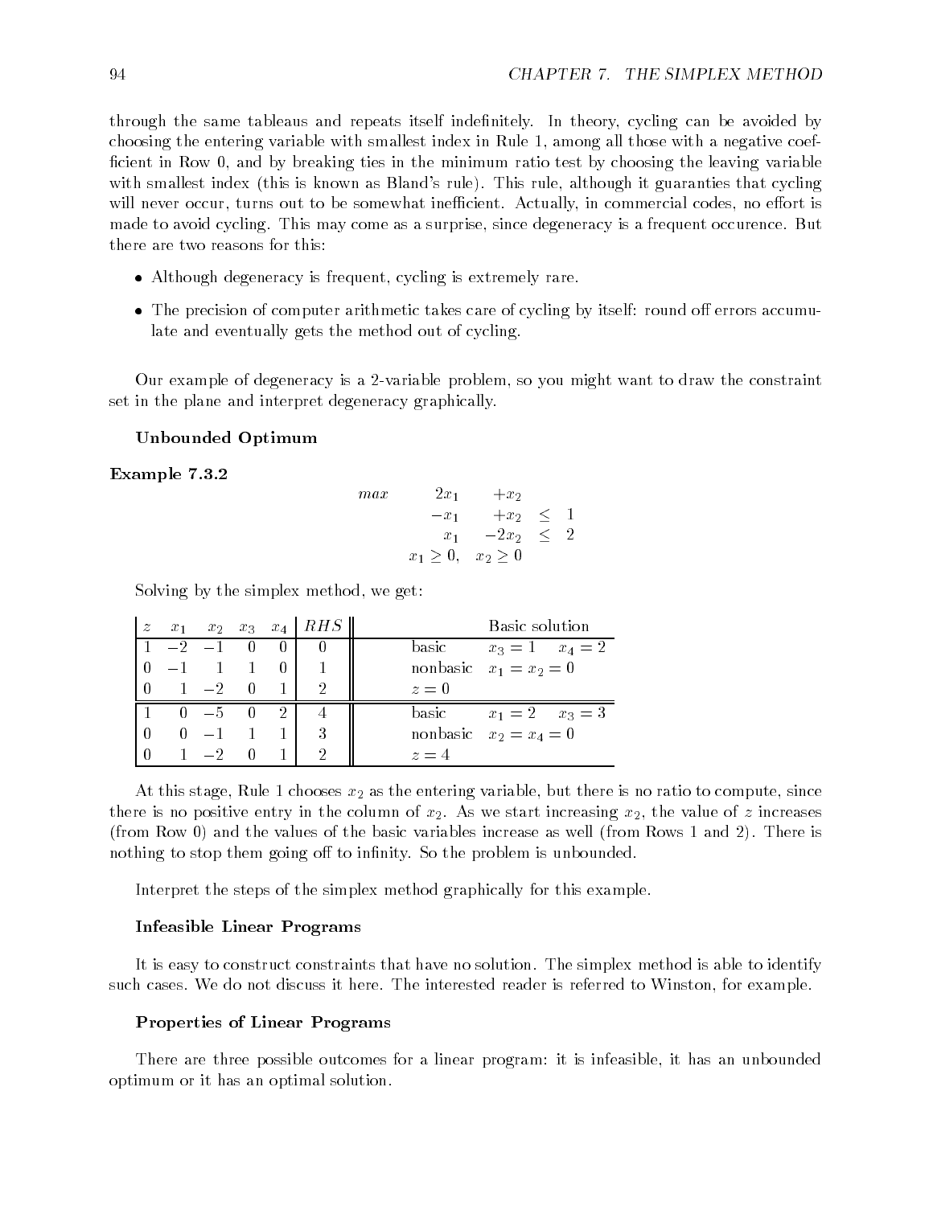through the same tableaus and repeats itself indefinitely. In theory, cycling can be avoided by choosing the entering variable with smallest index in Rule 1, among all those with a negative coefficient in Row 0, and by breaking ties in the minimum ratio test by choosing the leaving variable with smallest index (this is known as Bland's rule). This rule, although it guaranties that cycling will never occur, turns out to be somewhat inefficient. Actually, in commercial codes, no effort is made to avoid cycling. This may come as a surprise, since degeneracy is a frequent occurence. But there are two reasons for this:

- Although degeneracy is frequent, cycling is extremely rare.
- The precision of computer arithmetic takes care of cycling by itself: round off errors accumulate and eventually gets the method out of cycling.

Our example of degeneracy is a 2-variable problem, so you might want to draw the constraint set in the plane and interpret degeneracy graphically.

### Unbounded Optimum

**Example 7.3.2**

$$
\begin{array}{rrrrl}
max & 2x_1 & +x_2 & & \\
 & -x_1 & +x_2 & \leq & 1 \\
 & x_1 & -2x_2 & \leq & 2 \\
 & x_1 \geq 0, & x_2 \geq 0 & &
\end{array}
$$

Solving by the simplex method, we get:

| $z$ | $x_1$ | $x_2$ | $x_3$ | $x_4$ | $RHS$ | Basic solution |
|---|---|---|---|---|---|---|
| 1 | −2 | −1 | 0 | 0 | 0 | basic $x_3 = 1$ $x_4 = 2$ |
| 0 | −1 | 1 | 1 | 0 | 1 | nonbasic $x_1 = x_2 = 0$ |
| 0 | 1 | −2 | 0 | 1 | 2 | $z = 0$ |
| 1 | 0 | −5 | 0 | 2 | 4 | basic $x_1 = 2$ $x_3 = 3$ |
| 0 | 0 | −1 | 1 | 1 | 3 | nonbasic $x_2 = x_4 = 0$ |
| 0 | 1 | −2 | 0 | 1 | 2 | $z = 4$ |

At this stage, Rule 1 chooses $x_2$ as the entering variable, but there is no ratio to compute, since there is no positive entry in the column of $x_2$. As we start increasing $x_2$, the value of $z$ increases (from Row 0) and the values of the basic variables increase as well (from Rows 1 and 2). There is nothing to stop them going off to infinity. So the problem is unbounded.

Interpret the steps of the simplex method graphically for this example.

### Infeasible Linear Programs

It is easy to construct constraints that have no solution. The simplex method is able to identify such cases. We do not discuss it here. The interested reader is referred to Winston, for example.

### Properties of Linear Programs

There are three possible outcomes for a linear program: it is infeasible, it has an unbounded optimum or it has an optimal solution.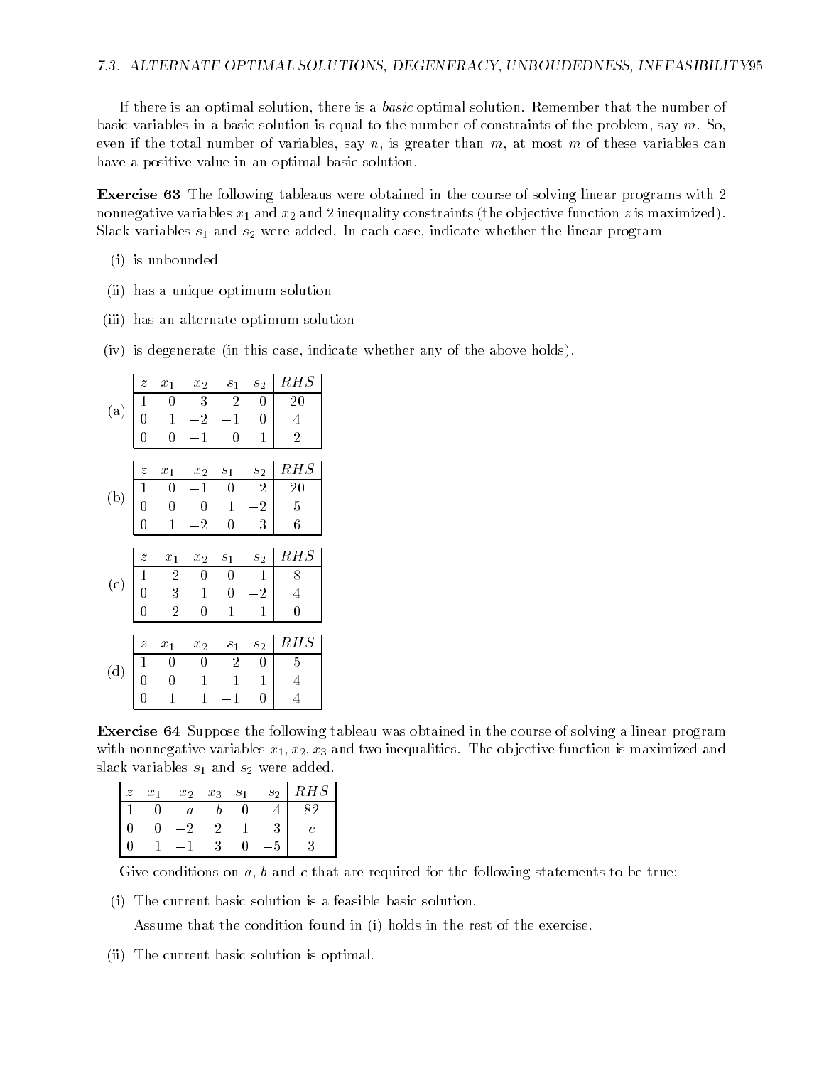If there is an optimal solution, there is a *basic* optimal solution. Remember that the number of basic variables in a basic solution is equal to the number of constraints of the problem, say $m$. So, even if the total number of variables, say $n$, is greater than $m$, at most $m$ of these variables can have a positive value in an optimal basic solution.

**Exercise 63** The following tableaus were obtained in the course of solving linear programs with 2 nonnegative variables $x_1$ and $x_2$ and 2 inequality constraints (the objective function $z$ is maximized). Slack variables $s_1$ and $s_2$ were added. In each case, indicate whether the linear program

(i) is unbounded

(ii) has a unique optimum solution

(iii) has an alternate optimum solution

(iv) is degenerate (in this case, indicate whether any of the above holds).

(a)

| $z$ | $x_1$ | $x_2$ | $s_1$ | $s_2$ | $RHS$ |
|---|---|---|---|---|---|
| 1 | 0 | 3 | 2 | 0 | 20 |
| 0 | 1 | $-2$ | $-1$ | 0 | 4 |
| 0 | 0 | $-1$ | 0 | 1 | 2 |

(b)

| $z$ | $x_1$ | $x_2$ | $s_1$ | $s_2$ | $RHS$ |
|---|---|---|---|---|---|
| 1 | 0 | $-1$ | 0 | 2 | 20 |
| 0 | 0 | 0 | 1 | $-2$ | 5 |
| 0 | 1 | $-2$ | 0 | 3 | 6 |

(c)

| $z$ | $x_1$ | $x_2$ | $s_1$ | $s_2$ | $RHS$ |
|---|---|---|---|---|---|
| 1 | 2 | 0 | 0 | 1 | 8 |
| 0 | 3 | 1 | 0 | $-2$ | 4 |
| 0 | $-2$ | 0 | 1 | 1 | 0 |

(d)

| $z$ | $x_1$ | $x_2$ | $s_1$ | $s_2$ | $RHS$ |
|---|---|---|---|---|---|
| 1 | 0 | 0 | 2 | 0 | 5 |
| 0 | 0 | $-1$ | 1 | 1 | 4 |
| 0 | 1 | 1 | $-1$ | 0 | 4 |

**Exercise 64** Suppose the following tableau was obtained in the course of solving a linear program with nonnegative variables $x_1, x_2, x_3$ and two inequalities. The objective function is maximized and slack variables $s_1$ and $s_2$ were added.

| $z$ | $x_1$ | $x_2$ | $x_3$ | $s_1$ | $s_2$ | $RHS$ |
|---|---|---|---|---|---|---|
| 1 | 0 | $a$ | $b$ | 0 | 4 | 82 |
| 0 | 0 | $-2$ | 2 | 1 | 3 | $c$ |
| 0 | 1 | $-1$ | 3 | 0 | $-5$ | 3 |

Give conditions on $a$, $b$ and $c$ that are required for the following statements to be true:

(i) The current basic solution is a feasible basic solution.

Assume that the condition found in (i) holds in the rest of the exercise.

(ii) The current basic solution is optimal.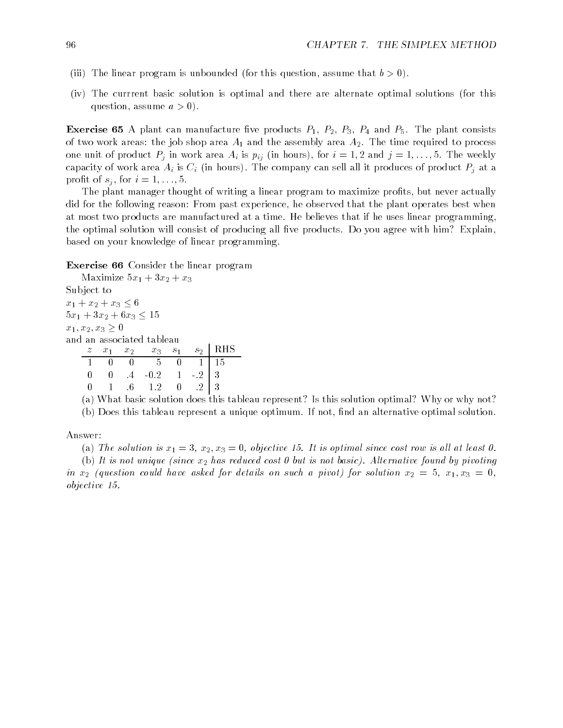(iii) The linear program is unbounded (for this question, assume that $b > 0$).

(iv) The currrent basic solution is optimal and there are alternate optimal solutions (for this question, assume $a > 0$).

**Exercise 65** A plant can manufacture five products $P_1$, $P_2$, $P_3$, $P_4$ and $P_5$. The plant consists of two work areas: the job shop area $A_1$ and the assembly area $A_2$. The time required to process one unit of product $P_j$ in work area $A_i$ is $p_{ij}$ (in hours), for $i = 1, 2$ and $j = 1, \ldots, 5$. The weekly capacity of work area $A_i$ is $C_i$ (in hours). The company can sell all it produces of product $P_j$ at a profit of $s_j$, for $i = 1, \ldots, 5$.

The plant manager thought of writing a linear program to maximize profits, but never actually did for the following reason: From past experience, he observed that the plant operates best when at most two products are manufactured at a time. He believes that if he uses linear programming, the optimal solution will consist of producing all five products. Do you agree with him? Explain, based on your knowledge of linear programming.

**Exercise 66** Consider the linear program

Maximize $5x_1 + 3x_2 + x_3$

Subject to

$x_1 + x_2 + x_3 \leq 6$

$5x_1 + 3x_2 + 6x_3 \leq 15$

$x_1, x_2, x_3 \geq 0$

and an associated tableau

| $z$ | $x_1$ | $x_2$ | $x_3$ | $s_1$ | $s_2$ | RHS |
|---|---|---|---|---|---|---|
| 1 | 0 | 0 | 5 | 0 | 1 | 15 |
| 0 | 0 | .4 | -0.2 | 1 | -.2 | 3 |
| 0 | 1 | .6 | 1.2 | 0 | .2 | 3 |

(a) What basic solution does this tableau represent? Is this solution optimal? Why or why not?

(b) Does this tableau represent a unique optimum. If not, find an alternative optimal solution.

Answer:

(a) *The solution is $x_1 = 3$, $x_2, x_3 = 0$, objective 15. It is optimal since cost row is all at least 0.*

(b) *It is not unique (since $x_2$ has reduced cost 0 but is not basic). Alternative found by pivoting in $x_2$ (question could have asked for details on such a pivot) for solution $x_2 = 5$, $x_1, x_3 = 0$, objective 15.*